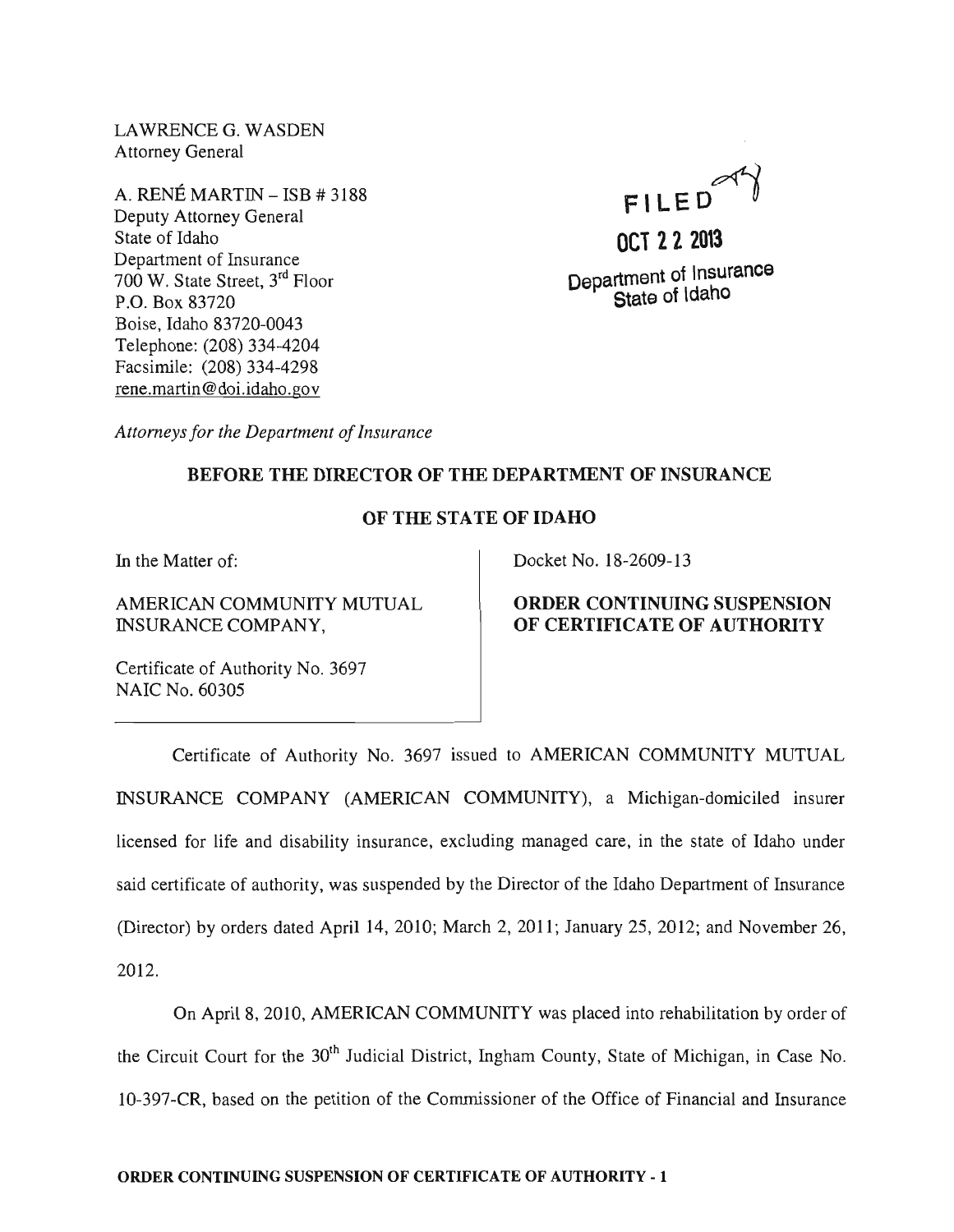LAWRENCE G. WASDEN
Attorney General

A. RENÉ MARTIN – ISB # 3188
Deputy Attorney General
State of Idaho
Department of Insurance
700 W. State Street, 3rd Floor
P.O. Box 83720
Boise, Idaho 83720-0043
Telephone: (208) 334-4204
Facsimile: (208) 334-4298
rene.martin@doi.idaho.gov

FILED
OCT 22 2013
Department of Insurance
State of Idaho

*Attorneys for the Department of Insurance*

**BEFORE THE DIRECTOR OF THE DEPARTMENT OF INSURANCE**

**OF THE STATE OF IDAHO**

| | |
|---|---|
| In the Matter of:<br><br>AMERICAN COMMUNITY MUTUAL INSURANCE COMPANY,<br><br>Certificate of Authority No. 3697<br>NAIC No. 60305 | Docket No. 18-2609-13<br><br>**ORDER CONTINUING SUSPENSION OF CERTIFICATE OF AUTHORITY** |

Certificate of Authority No. 3697 issued to AMERICAN COMMUNITY MUTUAL INSURANCE COMPANY (AMERICAN COMMUNITY), a Michigan-domiciled insurer licensed for life and disability insurance, excluding managed care, in the state of Idaho under said certificate of authority, was suspended by the Director of the Idaho Department of Insurance (Director) by orders dated April 14, 2010; March 2, 2011; January 25, 2012; and November 26, 2012.

On April 8, 2010, AMERICAN COMMUNITY was placed into rehabilitation by order of the Circuit Court for the 30th Judicial District, Ingham County, State of Michigan, in Case No. 10-397-CR, based on the petition of the Commissioner of the Office of Financial and Insurance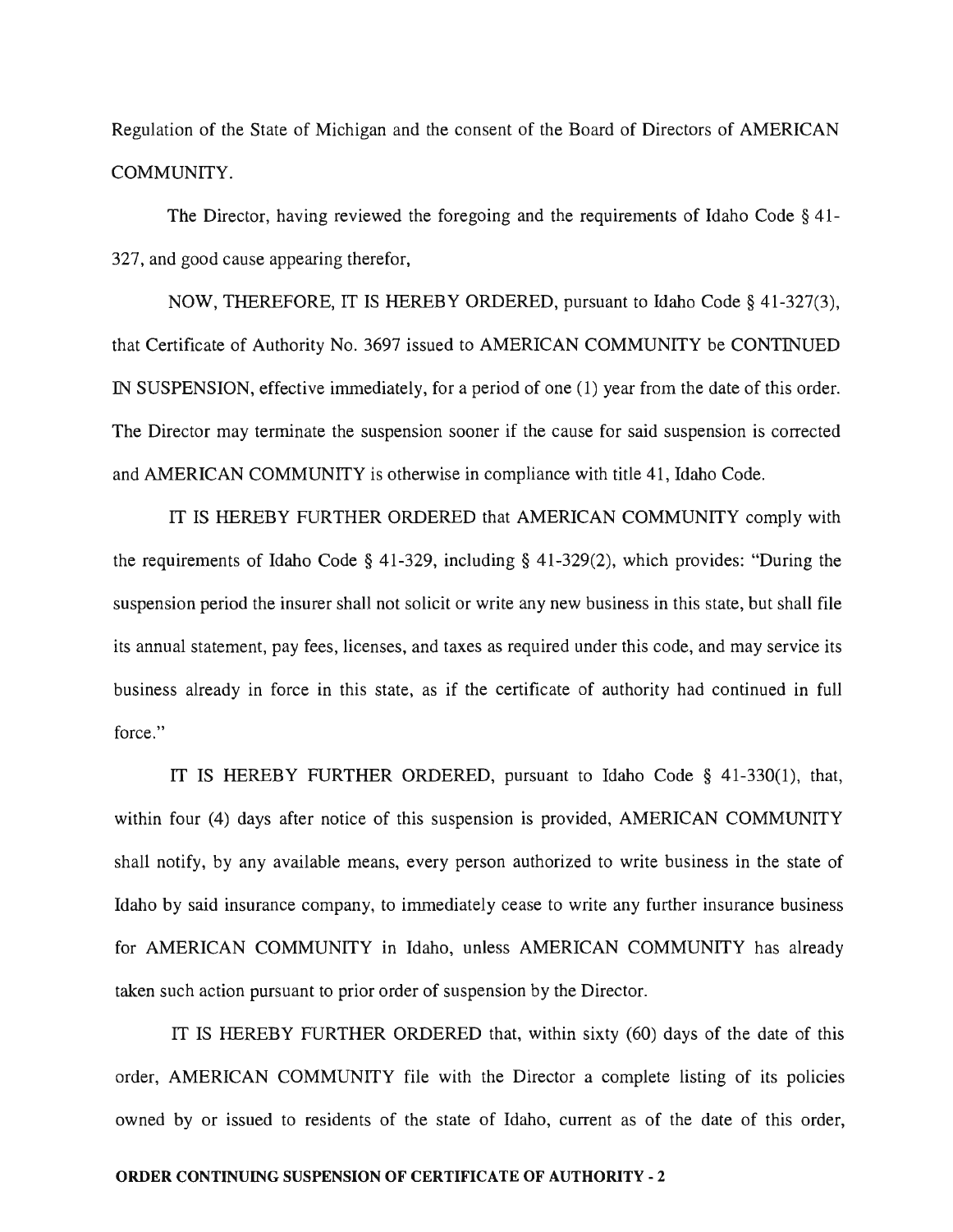Regulation of the State of Michigan and the consent of the Board of Directors of AMERICAN COMMUNITY.

The Director, having reviewed the foregoing and the requirements of Idaho Code § 41-327, and good cause appearing therefor,

NOW, THEREFORE, IT IS HEREBY ORDERED, pursuant to Idaho Code § 41-327(3), that Certificate of Authority No. 3697 issued to AMERICAN COMMUNITY be CONTINUED IN SUSPENSION, effective immediately, for a period of one (1) year from the date of this order. The Director may terminate the suspension sooner if the cause for said suspension is corrected and AMERICAN COMMUNITY is otherwise in compliance with title 41, Idaho Code.

IT IS HEREBY FURTHER ORDERED that AMERICAN COMMUNITY comply with the requirements of Idaho Code § 41-329, including § 41-329(2), which provides: "During the suspension period the insurer shall not solicit or write any new business in this state, but shall file its annual statement, pay fees, licenses, and taxes as required under this code, and may service its business already in force in this state, as if the certificate of authority had continued in full force."

IT IS HEREBY FURTHER ORDERED, pursuant to Idaho Code § 41-330(1), that, within four (4) days after notice of this suspension is provided, AMERICAN COMMUNITY shall notify, by any available means, every person authorized to write business in the state of Idaho by said insurance company, to immediately cease to write any further insurance business for AMERICAN COMMUNITY in Idaho, unless AMERICAN COMMUNITY has already taken such action pursuant to prior order of suspension by the Director.

IT IS HEREBY FURTHER ORDERED that, within sixty (60) days of the date of this order, AMERICAN COMMUNITY file with the Director a complete listing of its policies owned by or issued to residents of the state of Idaho, current as of the date of this order,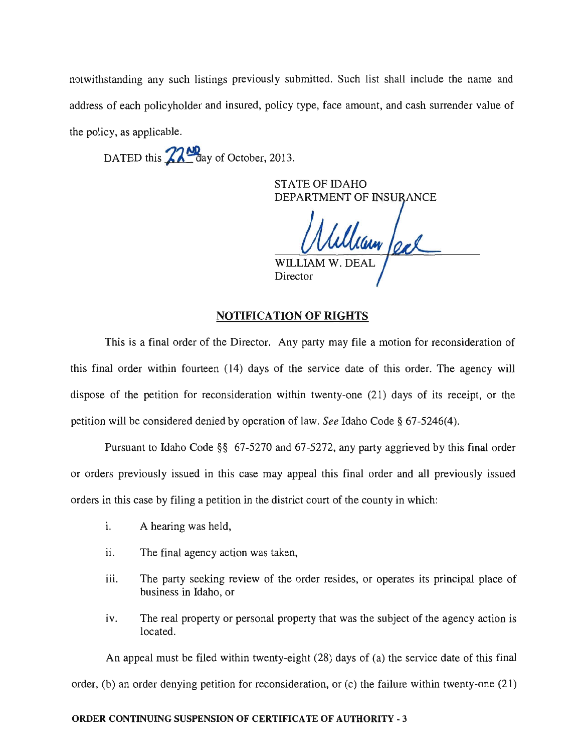notwithstanding any such listings previously submitted. Such list shall include the name and address of each policyholder and insured, policy type, face amount, and cash surrender value of the policy, as applicable.

DATED this 22nd day of October, 2013.

STATE OF IDAHO
DEPARTMENT OF INSURANCE

William Deal

WILLIAM W. DEAL
Director

## NOTIFICATION OF RIGHTS

This is a final order of the Director. Any party may file a motion for reconsideration of this final order within fourteen (14) days of the service date of this order. The agency will dispose of the petition for reconsideration within twenty-one (21) days of its receipt, or the petition will be considered denied by operation of law. *See* Idaho Code § 67-5246(4).

Pursuant to Idaho Code §§ 67-5270 and 67-5272, any party aggrieved by this final order or orders previously issued in this case may appeal this final order and all previously issued orders in this case by filing a petition in the district court of the county in which:

i. A hearing was held,

ii. The final agency action was taken,

iii. The party seeking review of the order resides, or operates its principal place of business in Idaho, or

iv. The real property or personal property that was the subject of the agency action is located.

An appeal must be filed within twenty-eight (28) days of (a) the service date of this final order, (b) an order denying petition for reconsideration, or (c) the failure within twenty-one (21)

**ORDER CONTINUING SUSPENSION OF CERTIFICATE OF AUTHORITY - 3**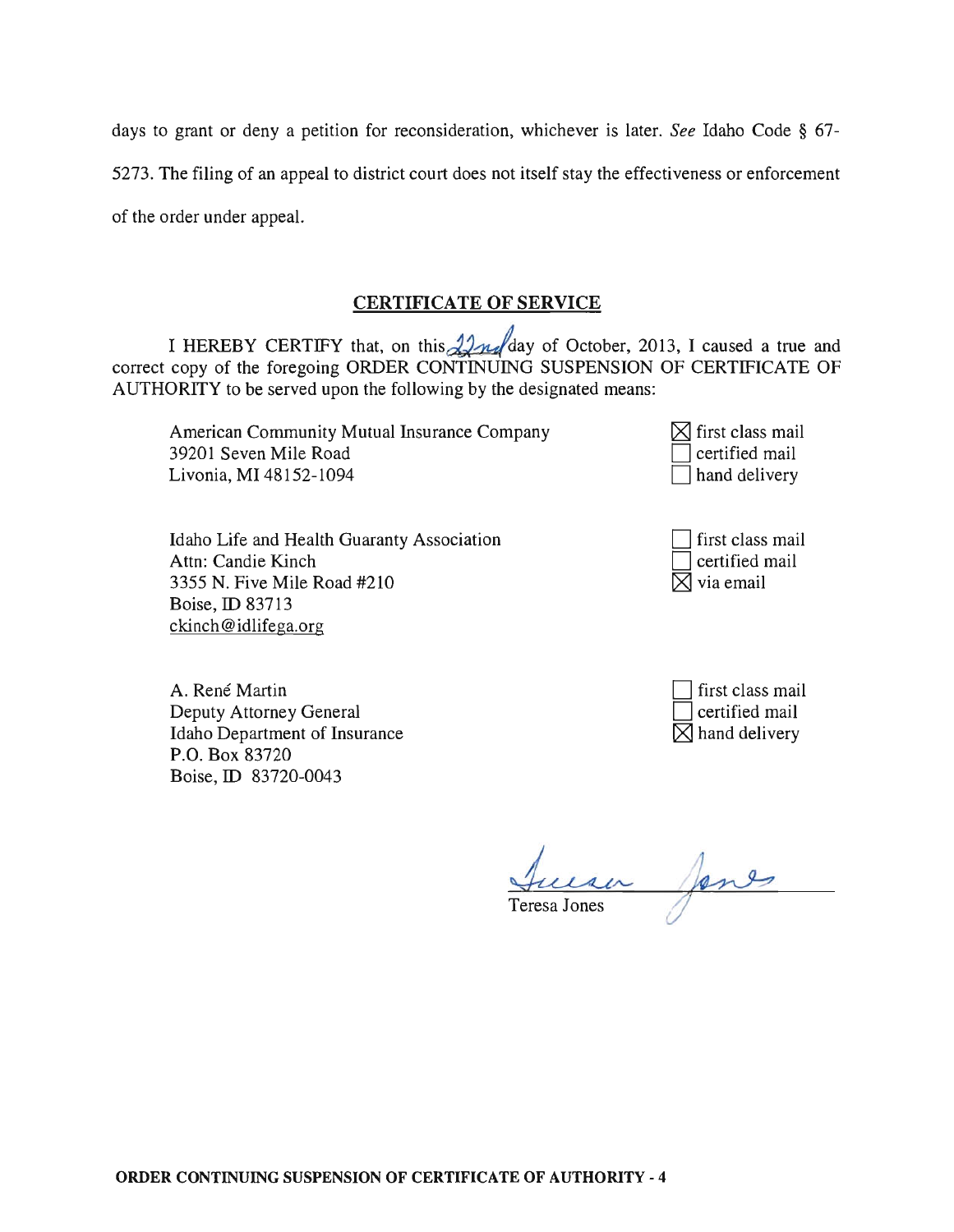days to grant or deny a petition for reconsideration, whichever is later. *See* Idaho Code § 67-5273. The filing of an appeal to district court does not itself stay the effectiveness or enforcement of the order under appeal.

## CERTIFICATE OF SERVICE

I HEREBY CERTIFY that, on this 22nd day of October, 2013, I caused a true and correct copy of the foregoing ORDER CONTINUING SUSPENSION OF CERTIFICATE OF AUTHORITY to be served upon the following by the designated means:

| | |
|---|---|
| American Community Mutual Insurance Company<br>39201 Seven Mile Road<br>Livonia, MI 48152-1094 | ☒ first class mail<br>☐ certified mail<br>☐ hand delivery |
| Idaho Life and Health Guaranty Association<br>Attn: Candie Kinch<br>3355 N. Five Mile Road #210<br>Boise, ID 83713<br>ckinch@idlifega.org | ☐ first class mail<br>☐ certified mail<br>☒ via email |
| A. René Martin<br>Deputy Attorney General<br>Idaho Department of Insurance<br>P.O. Box 83720<br>Boise, ID 83720-0043 | ☐ first class mail<br>☐ certified mail<br>☒ hand delivery |

Teresa Jones